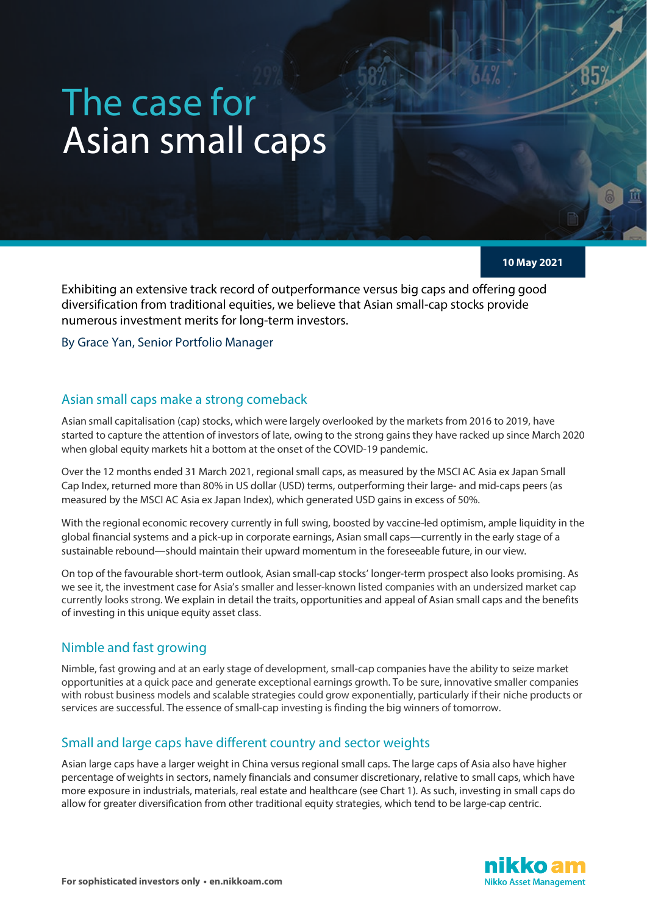# The case for Asian small caps

10 May 2021

Exhibiting an extensive track record of outperformance versus big caps and offering good diversification from traditional equities, we believe that Asian small-cap stocks provide numerous investment merits for long-term investors.

By Grace Yan, Senior Portfolio Manager

## Asian small caps make a strong comeback

Asian small capitalisation (cap) stocks, which were largely overlooked by the markets from 2016 to 2019, have started to capture the attention of investors of late, owing to the strong gains they have racked up since March 2020 when global equity markets hit a bottom at the onset of the COVID-19 pandemic.

Over the 12 months ended 31 March 2021, regional small caps, as measured by the MSCI AC Asia ex Japan Small Cap Index, returned more than 80% in US dollar (USD) terms, outperforming their large- and mid-caps peers (as measured by the MSCI AC Asia ex Japan Index), which generated USD gains in excess of 50%.

With the regional economic recovery currently in full swing, boosted by vaccine-led optimism, ample liquidity in the global financial systems and a pick-up in corporate earnings, Asian small caps—currently in the early stage of a sustainable rebound—should maintain their upward momentum in the foreseeable future, in our view.

On top of the favourable short-term outlook, Asian small-cap stocks' longer-term prospect also looks promising. As we see it, the investment case for Asia's smaller and lesser-known listed companies with an undersized market cap currently looks strong. We explain in detail the traits, opportunities and appeal of Asian small caps and the benefits of investing in this unique equity asset class.

## Nimble and fast growing

Nimble, fast growing and at an early stage of development, small-cap companies have the ability to seize market opportunities at a quick pace and generate exceptional earnings growth. To be sure, innovative smaller companies with robust business models and scalable strategies could grow exponentially, particularly if their niche products or services are successful. The essence of small-cap investing is finding the big winners of tomorrow.

## Small and large caps have different country and sector weights

Asian large caps have a larger weight in China versus regional small caps. The large caps of Asia also have higher percentage of weights in sectors, namely financials and consumer discretionary, relative to small caps, which have more exposure in industrials, materials, real estate and healthcare (see Chart 1). As such, investing in small caps do allow for greater diversification from other traditional equity strategies, which tend to be large-cap centric.

For sophisticated investors only • en.nikkoam.com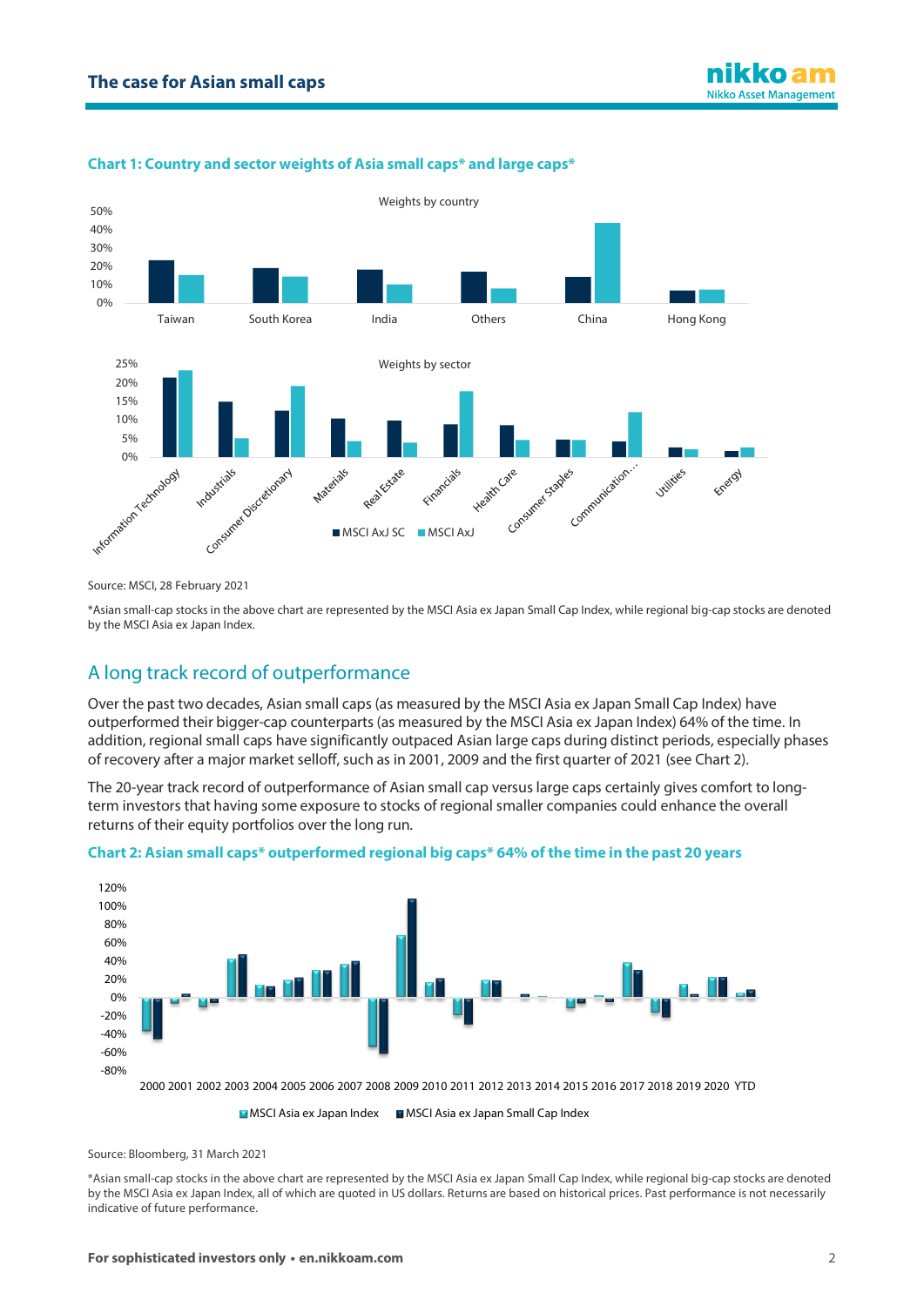**Chart 1: Country and sector weights of Asia small caps* and large caps***

Source: MSCI, 28 February 2021

*Asian small-cap stocks in the above chart are represented by the MSCI Asia ex Japan Small Cap Index, while regional big-cap stocks are denoted by the MSCI Asia ex Japan Index.

## A long track record of outperformance

Over the past two decades, Asian small caps (as measured by the MSCI Asia ex Japan Small Cap Index) have outperformed their bigger-cap counterparts (as measured by the MSCI Asia ex Japan Index) 64% of the time. In addition, regional small caps have significantly outpaced Asian large caps during distinct periods, especially phases of recovery after a major market selloff, such as in 2001, 2009 and the first quarter of 2021 (see Chart 2).

The 20-year track record of outperformance of Asian small cap versus large caps certainly gives comfort to long-term investors that having some exposure to stocks of regional smaller companies could enhance the overall returns of their equity portfolios over the long run.

**Chart 2: Asian small caps* outperformed regional big caps* 64% of the time in the past 20 years**

Source: Bloomberg, 31 March 2021

*Asian small-cap stocks in the above chart are represented by the MSCI Asia ex Japan Small Cap Index, while regional big-cap stocks are denoted by the MSCI Asia ex Japan Index, all of which are quoted in US dollars. Returns are based on historical prices. Past performance is not necessarily indicative of future performance.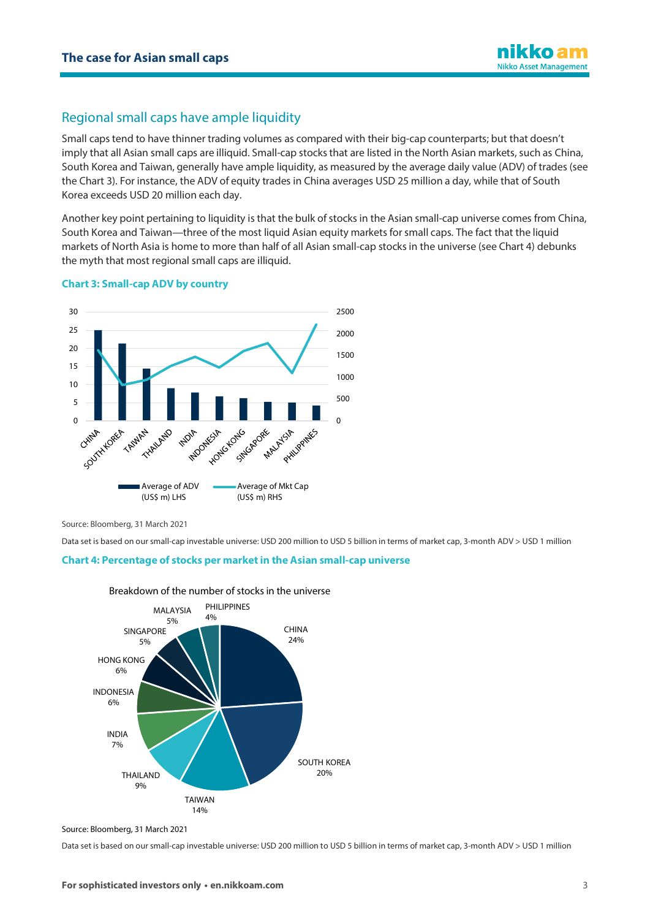## Regional small caps have ample liquidity

Small caps tend to have thinner trading volumes as compared with their big-cap counterparts; but that doesn't imply that all Asian small caps are illiquid. Small-cap stocks that are listed in the North Asian markets, such as China, South Korea and Taiwan, generally have ample liquidity, as measured by the average daily value (ADV) of trades (see the Chart 3). For instance, the ADV of equity trades in China averages USD 25 million a day, while that of South Korea exceeds USD 20 million each day.

Another key point pertaining to liquidity is that the bulk of stocks in the Asian small-cap universe comes from China, South Korea and Taiwan—three of the most liquid Asian equity markets for small caps. The fact that the liquid markets of North Asia is home to more than half of all Asian small-cap stocks in the universe (see Chart 4) debunks the myth that most regional small caps are illiquid.

**Chart 3: Small-cap ADV by country**

Source: Bloomberg, 31 March 2021

Data set is based on our small-cap investable universe: USD 200 million to USD 5 billion in terms of market cap, 3-month ADV > USD 1 million

**Chart 4: Percentage of stocks per market in the Asian small-cap universe**

Source: Bloomberg, 31 March 2021

Data set is based on our small-cap investable universe: USD 200 million to USD 5 billion in terms of market cap, 3-month ADV > USD 1 million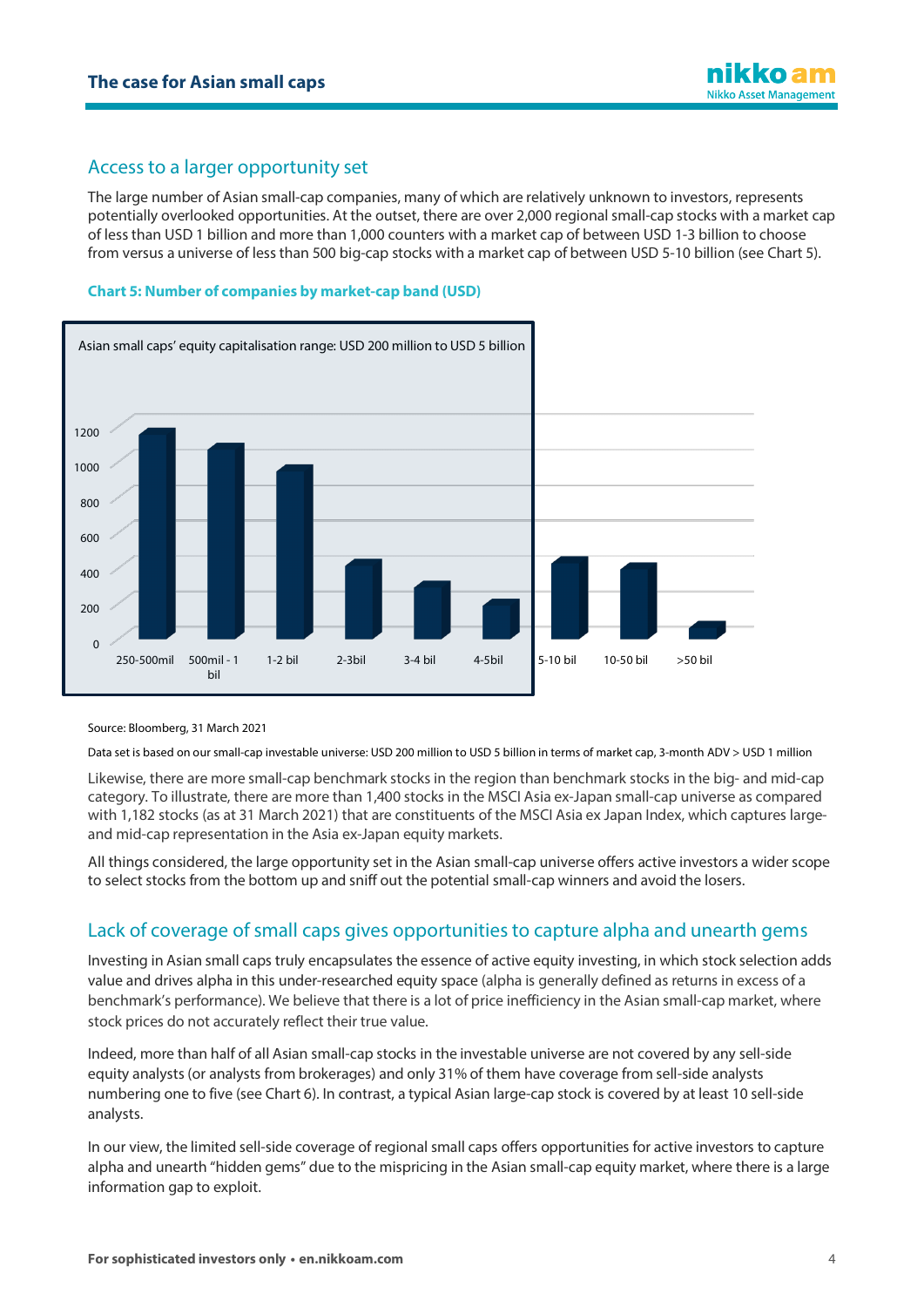## Access to a larger opportunity set

The large number of Asian small-cap companies, many of which are relatively unknown to investors, represents potentially overlooked opportunities. At the outset, there are over 2,000 regional small-cap stocks with a market cap of less than USD 1 billion and more than 1,000 counters with a market cap of between USD 1-3 billion to choose from versus a universe of less than 500 big-cap stocks with a market cap of between USD 5-10 billion (see Chart 5).

**Chart 5: Number of companies by market-cap band (USD)**

Asian small caps' equity capitalisation range: USD 200 million to USD 5 billion

Source: Bloomberg, 31 March 2021

Data set is based on our small-cap investable universe: USD 200 million to USD 5 billion in terms of market cap, 3-month ADV > USD 1 million

Likewise, there are more small-cap benchmark stocks in the region than benchmark stocks in the big- and mid-cap category. To illustrate, there are more than 1,400 stocks in the MSCI Asia ex-Japan small-cap universe as compared with 1,182 stocks (as at 31 March 2021) that are constituents of the MSCI Asia ex Japan Index, which captures large- and mid-cap representation in the Asia ex-Japan equity markets.

All things considered, the large opportunity set in the Asian small-cap universe offers active investors a wider scope to select stocks from the bottom up and sniff out the potential small-cap winners and avoid the losers.

## Lack of coverage of small caps gives opportunities to capture alpha and unearth gems

Investing in Asian small caps truly encapsulates the essence of active equity investing, in which stock selection adds value and drives alpha in this under-researched equity space (alpha is generally defined as returns in excess of a benchmark's performance). We believe that there is a lot of price inefficiency in the Asian small-cap market, where stock prices do not accurately reflect their true value.

Indeed, more than half of all Asian small-cap stocks in the investable universe are not covered by any sell-side equity analysts (or analysts from brokerages) and only 31% of them have coverage from sell-side analysts numbering one to five (see Chart 6). In contrast, a typical Asian large-cap stock is covered by at least 10 sell-side analysts.

In our view, the limited sell-side coverage of regional small caps offers opportunities for active investors to capture alpha and unearth "hidden gems" due to the mispricing in the Asian small-cap equity market, where there is a large information gap to exploit.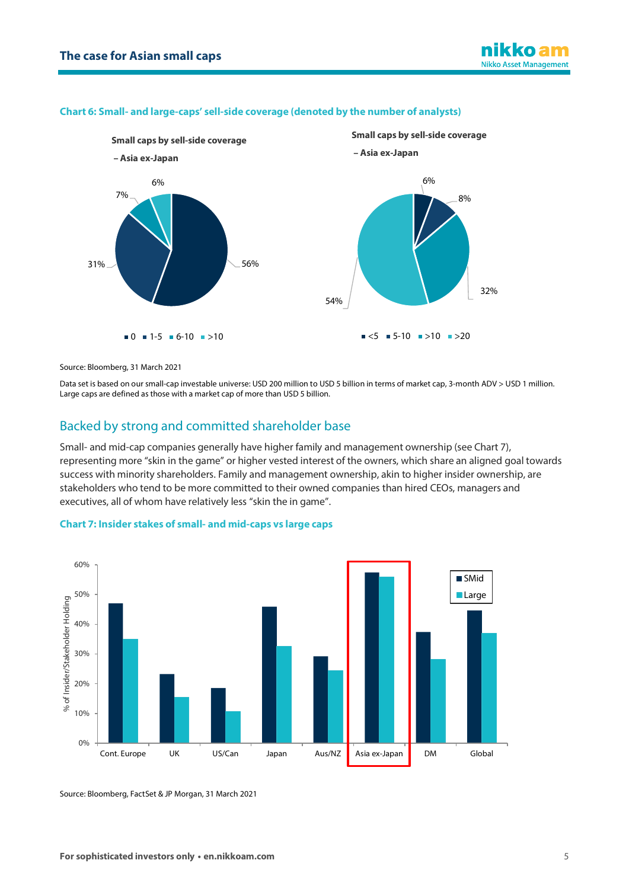**Chart 6: Small- and large-caps' sell-side coverage (denoted by the number of analysts)**

Small caps by sell-side coverage – Asia ex-Japan

| Number of analysts | Share |
|---|---|
| 0 | 56% |
| 1-5 | 31% |
| 6-10 | 7% |
| >10 | 6% |

Small caps by sell-side coverage – Asia ex-Japan

| Number of analysts | Share |
|---|---|
| <5 | 6% |
| 5-10 | 8% |
| >10 | 32% |
| >20 | 54% |

Source: Bloomberg, 31 March 2021

Data set is based on our small-cap investable universe: USD 200 million to USD 5 billion in terms of market cap, 3-month ADV > USD 1 million. Large caps are defined as those with a market cap of more than USD 5 billion.

## Backed by strong and committed shareholder base

Small- and mid-cap companies generally have higher family and management ownership (see Chart 7), representing more "skin in the game" or higher vested interest of the owners, which share an aligned goal towards success with minority shareholders. Family and management ownership, akin to higher insider ownership, are stakeholders who tend to be more committed to their owned companies than hired CEOs, managers and executives, all of whom have relatively less "skin the in game".

**Chart 7: Insider stakes of small- and mid-caps vs large caps**

% of Insider/Stakeholder Holding (approximate values read from chart)

| Region | SMid | Large |
|---|---|---|
| Cont. Europe | ~47% | ~35% |
| UK | ~23% | ~15% |
| US/Can | ~18% | ~11% |
| Japan | ~46% | ~33% |
| Aus/NZ | ~29% | ~24% |
| Asia ex-Japan | ~57% | ~56% |
| DM | ~37% | ~28% |
| Global | ~45% | ~37% |

Source: Bloomberg, FactSet & JP Morgan, 31 March 2021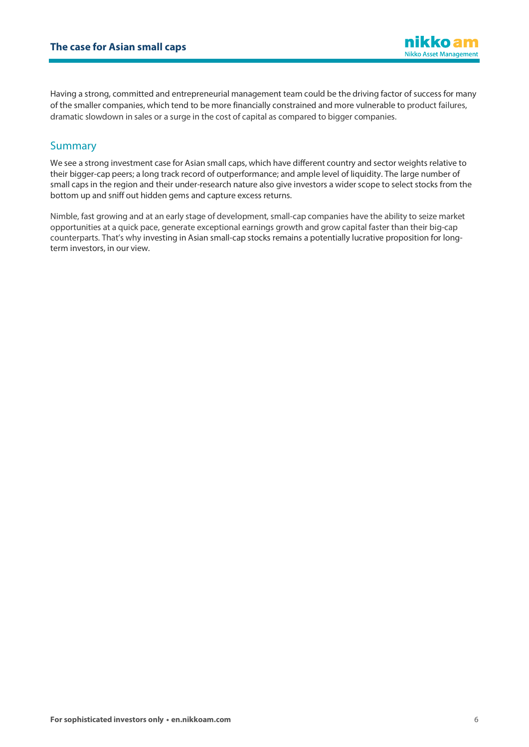Having a strong, committed and entrepreneurial management team could be the driving factor of success for many of the smaller companies, which tend to be more financially constrained and more vulnerable to product failures, dramatic slowdown in sales or a surge in the cost of capital as compared to bigger companies.

## Summary

We see a strong investment case for Asian small caps, which have different country and sector weights relative to their bigger-cap peers; a long track record of outperformance; and ample level of liquidity. The large number of small caps in the region and their under-research nature also give investors a wider scope to select stocks from the bottom up and sniff out hidden gems and capture excess returns.

Nimble, fast growing and at an early stage of development, small-cap companies have the ability to seize market opportunities at a quick pace, generate exceptional earnings growth and grow capital faster than their big-cap counterparts. That's why investing in Asian small-cap stocks remains a potentially lucrative proposition for long-term investors, in our view.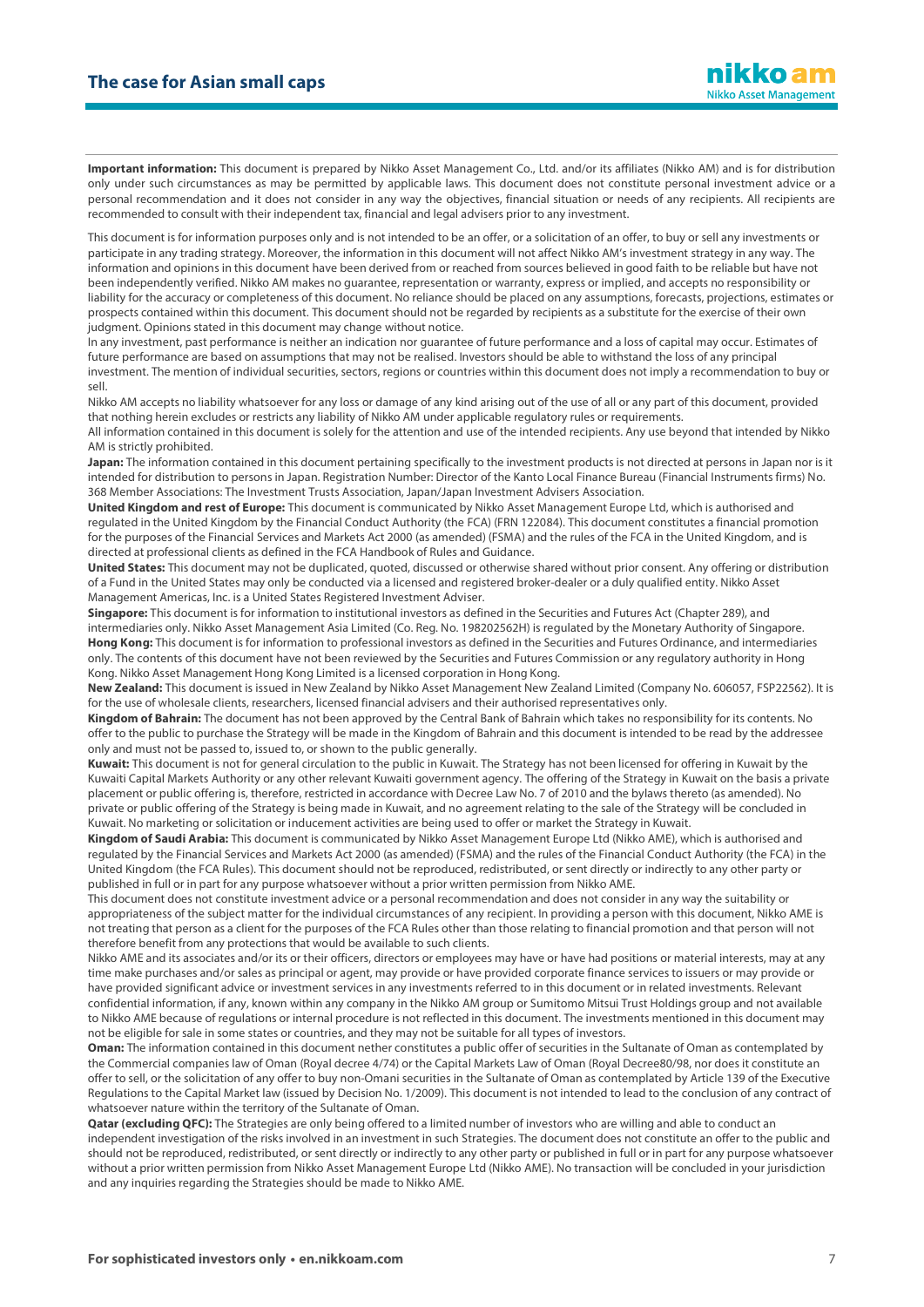**Important information:** This document is prepared by Nikko Asset Management Co., Ltd. and/or its affiliates (Nikko AM) and is for distribution only under such circumstances as may be permitted by applicable laws. This document does not constitute personal investment advice or a personal recommendation and it does not consider in any way the objectives, financial situation or needs of any recipients. All recipients are recommended to consult with their independent tax, financial and legal advisers prior to any investment.

This document is for information purposes only and is not intended to be an offer, or a solicitation of an offer, to buy or sell any investments or participate in any trading strategy. Moreover, the information in this document will not affect Nikko AM's investment strategy in any way. The information and opinions in this document have been derived from or reached from sources believed in good faith to be reliable but have not been independently verified. Nikko AM makes no guarantee, representation or warranty, express or implied, and accepts no responsibility or liability for the accuracy or completeness of this document. No reliance should be placed on any assumptions, forecasts, projections, estimates or prospects contained within this document. This document should not be regarded by recipients as a substitute for the exercise of their own judgment. Opinions stated in this document may change without notice.

In any investment, past performance is neither an indication nor guarantee of future performance and a loss of capital may occur. Estimates of future performance are based on assumptions that may not be realised. Investors should be able to withstand the loss of any principal investment. The mention of individual securities, sectors, regions or countries within this document does not imply a recommendation to buy or sell.

Nikko AM accepts no liability whatsoever for any loss or damage of any kind arising out of the use of all or any part of this document, provided that nothing herein excludes or restricts any liability of Nikko AM under applicable regulatory rules or requirements.

All information contained in this document is solely for the attention and use of the intended recipients. Any use beyond that intended by Nikko AM is strictly prohibited.

**Japan:** The information contained in this document pertaining specifically to the investment products is not directed at persons in Japan nor is it intended for distribution to persons in Japan. Registration Number: Director of the Kanto Local Finance Bureau (Financial Instruments firms) No. 368 Member Associations: The Investment Trusts Association, Japan/Japan Investment Advisers Association.

**United Kingdom and rest of Europe:** This document is communicated by Nikko Asset Management Europe Ltd, which is authorised and regulated in the United Kingdom by the Financial Conduct Authority (the FCA) (FRN 122084). This document constitutes a financial promotion for the purposes of the Financial Services and Markets Act 2000 (as amended) (FSMA) and the rules of the FCA in the United Kingdom, and is directed at professional clients as defined in the FCA Handbook of Rules and Guidance.

**United States:** This document may not be duplicated, quoted, discussed or otherwise shared without prior consent. Any offering or distribution of a Fund in the United States may only be conducted via a licensed and registered broker-dealer or a duly qualified entity. Nikko Asset Management Americas, Inc. is a United States Registered Investment Adviser.

**Singapore:** This document is for information to institutional investors as defined in the Securities and Futures Act (Chapter 289), and intermediaries only. Nikko Asset Management Asia Limited (Co. Reg. No. 198202562H) is regulated by the Monetary Authority of Singapore.

**Hong Kong:** This document is for information to professional investors as defined in the Securities and Futures Ordinance, and intermediaries only. The contents of this document have not been reviewed by the Securities and Futures Commission or any regulatory authority in Hong Kong. Nikko Asset Management Hong Kong Limited is a licensed corporation in Hong Kong.

**New Zealand:** This document is issued in New Zealand by Nikko Asset Management New Zealand Limited (Company No. 606057, FSP22562). It is for the use of wholesale clients, researchers, licensed financial advisers and their authorised representatives only.

**Kingdom of Bahrain:** The document has not been approved by the Central Bank of Bahrain which takes no responsibility for its contents. No offer to the public to purchase the Strategy will be made in the Kingdom of Bahrain and this document is intended to be read by the addressee only and must not be passed to, issued to, or shown to the public generally.

**Kuwait:** This document is not for general circulation to the public in Kuwait. The Strategy has not been licensed for offering in Kuwait by the Kuwaiti Capital Markets Authority or any other relevant Kuwaiti government agency. The offering of the Strategy in Kuwait on the basis a private placement or public offering is, therefore, restricted in accordance with Decree Law No. 7 of 2010 and the bylaws thereto (as amended). No private or public offering of the Strategy is being made in Kuwait, and no agreement relating to the sale of the Strategy will be concluded in Kuwait. No marketing or solicitation or inducement activities are being used to offer or market the Strategy in Kuwait.

**Kingdom of Saudi Arabia:** This document is communicated by Nikko Asset Management Europe Ltd (Nikko AME), which is authorised and regulated by the Financial Services and Markets Act 2000 (as amended) (FSMA) and the rules of the Financial Conduct Authority (the FCA) in the United Kingdom (the FCA Rules). This document should not be reproduced, redistributed, or sent directly or indirectly to any other party or published in full or in part for any purpose whatsoever without a prior written permission from Nikko AME.

This document does not constitute investment advice or a personal recommendation and does not consider in any way the suitability or appropriateness of the subject matter for the individual circumstances of any recipient. In providing a person with this document, Nikko AME is not treating that person as a client for the purposes of the FCA Rules other than those relating to financial promotion and that person will not therefore benefit from any protections that would be available to such clients.

Nikko AME and its associates and/or its or their officers, directors or employees may have or have had positions or material interests, may at any time make purchases and/or sales as principal or agent, may provide or have provided corporate finance services to issuers or may provide or have provided significant advice or investment services in any investments referred to in this document or in related investments. Relevant confidential information, if any, known within any company in the Nikko AM group or Sumitomo Mitsui Trust Holdings group and not available to Nikko AME because of regulations or internal procedure is not reflected in this document. The investments mentioned in this document may not be eligible for sale in some states or countries, and they may not be suitable for all types of investors.

**Oman:** The information contained in this document nether constitutes a public offer of securities in the Sultanate of Oman as contemplated by the Commercial companies law of Oman (Royal decree 4/74) or the Capital Markets Law of Oman (Royal Decree80/98, nor does it constitute an offer to sell, or the solicitation of any offer to buy non-Omani securities in the Sultanate of Oman as contemplated by Article 139 of the Executive Regulations to the Capital Market law (issued by Decision No. 1/2009). This document is not intended to lead to the conclusion of any contract of whatsoever nature within the territory of the Sultanate of Oman.

**Qatar (excluding QFC):** The Strategies are only being offered to a limited number of investors who are willing and able to conduct an independent investigation of the risks involved in an investment in such Strategies. The document does not constitute an offer to the public and should not be reproduced, redistributed, or sent directly or indirectly to any other party or published in full or in part for any purpose whatsoever without a prior written permission from Nikko Asset Management Europe Ltd (Nikko AME). No transaction will be concluded in your jurisdiction and any inquiries regarding the Strategies should be made to Nikko AME.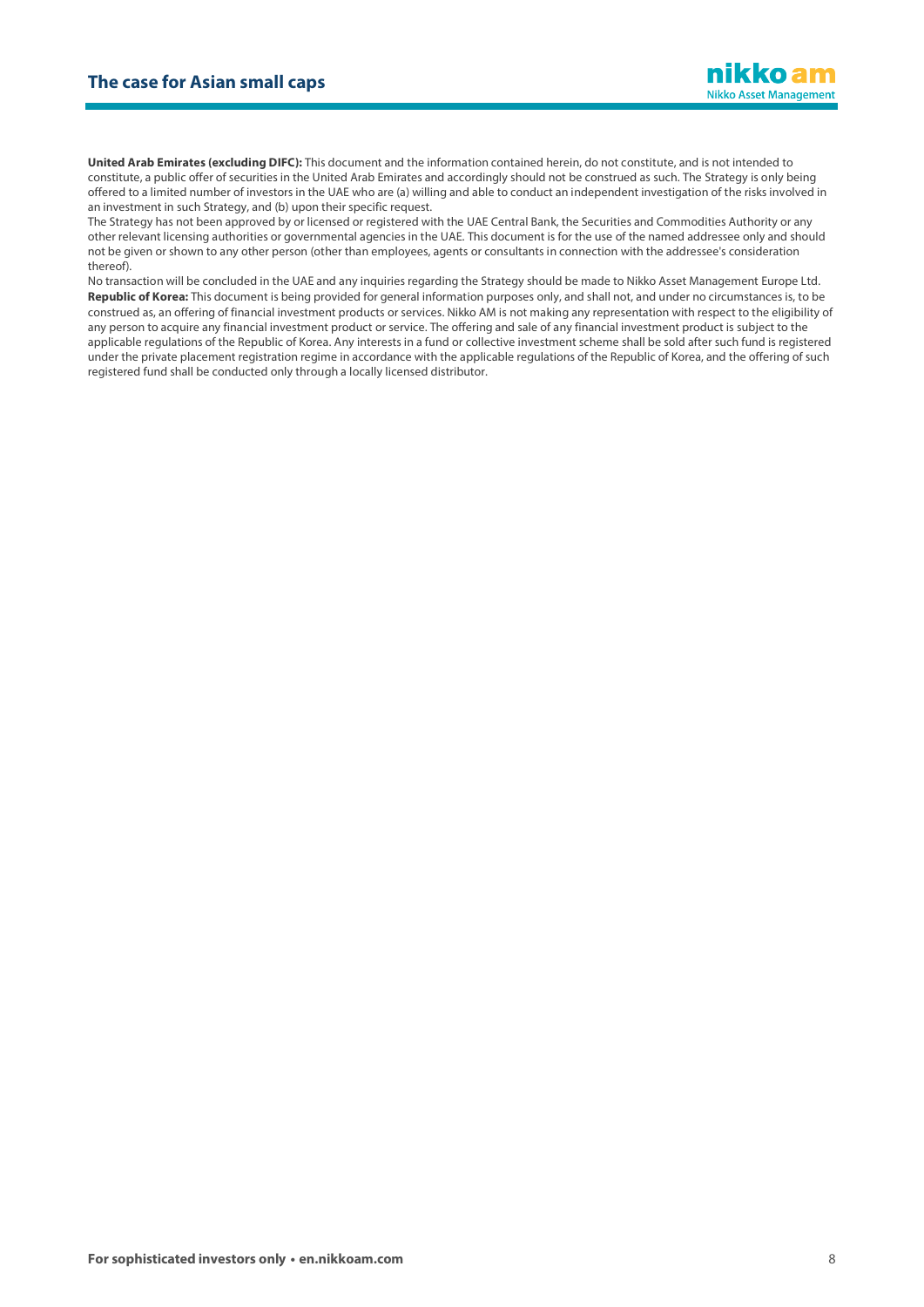**United Arab Emirates (excluding DIFC):** This document and the information contained herein, do not constitute, and is not intended to constitute, a public offer of securities in the United Arab Emirates and accordingly should not be construed as such. The Strategy is only being offered to a limited number of investors in the UAE who are (a) willing and able to conduct an independent investigation of the risks involved in an investment in such Strategy, and (b) upon their specific request.
The Strategy has not been approved by or licensed or registered with the UAE Central Bank, the Securities and Commodities Authority or any other relevant licensing authorities or governmental agencies in the UAE. This document is for the use of the named addressee only and should not be given or shown to any other person (other than employees, agents or consultants in connection with the addressee's consideration thereof).
No transaction will be concluded in the UAE and any inquiries regarding the Strategy should be made to Nikko Asset Management Europe Ltd.
**Republic of Korea:** This document is being provided for general information purposes only, and shall not, and under no circumstances is, to be construed as, an offering of financial investment products or services. Nikko AM is not making any representation with respect to the eligibility of any person to acquire any financial investment product or service. The offering and sale of any financial investment product is subject to the applicable regulations of the Republic of Korea. Any interests in a fund or collective investment scheme shall be sold after such fund is registered under the private placement registration regime in accordance with the applicable regulations of the Republic of Korea, and the offering of such registered fund shall be conducted only through a locally licensed distributor.